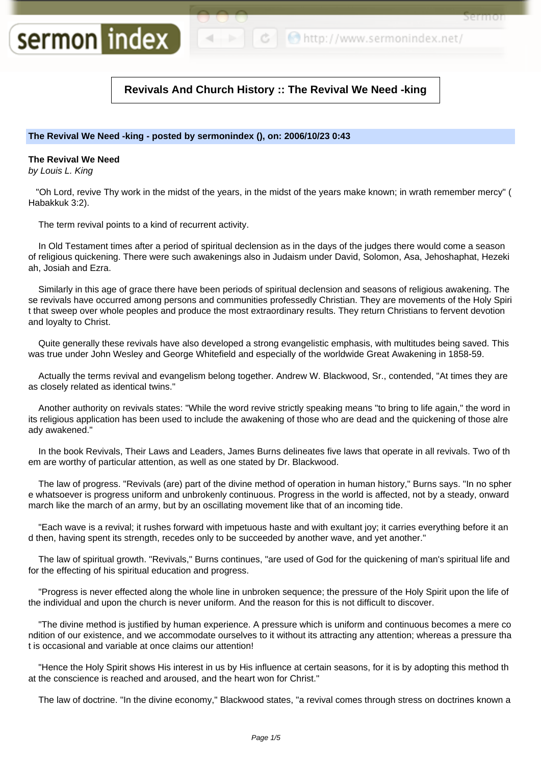# Revivals And Church History :: The Revival We Need -king

**The Revival We Need -king - posted by sermonindex (), on: 2006/10/23 0:43**

**The Revival We Need**
*by Louis L. King*

"Oh Lord, revive Thy work in the midst of the years, in the midst of the years make known; in wrath remember mercy" ( Habakkuk 3:2).

The term revival points to a kind of recurrent activity.

In Old Testament times after a period of spiritual declension as in the days of the judges there would come a season of religious quickening. There were such awakenings also in Judaism under David, Solomon, Asa, Jehoshaphat, Hezekiah, Josiah and Ezra.

Similarly in this age of grace there have been periods of spiritual declension and seasons of religious awakening. These revivals have occurred among persons and communities professedly Christian. They are movements of the Holy Spirit that sweep over whole peoples and produce the most extraordinary results. They return Christians to fervent devotion and loyalty to Christ.

Quite generally these revivals have also developed a strong evangelistic emphasis, with multitudes being saved. This was true under John Wesley and George Whitefield and especially of the worldwide Great Awakening in 1858-59.

Actually the terms revival and evangelism belong together. Andrew W. Blackwood, Sr., contended, "At times they are as closely related as identical twins."

Another authority on revivals states: "While the word revive strictly speaking means "to bring to life again," the word in its religious application has been used to include the awakening of those who are dead and the quickening of those already awakened."

In the book Revivals, Their Laws and Leaders, James Burns delineates five laws that operate in all revivals. Two of them are worthy of particular attention, as well as one stated by Dr. Blackwood.

The law of progress. "Revivals (are) part of the divine method of operation in human history," Burns says. "In no sphere whatsoever is progress uniform and unbrokenly continuous. Progress in the world is affected, not by a steady, onward march like the march of an army, but by an oscillating movement like that of an incoming tide.

"Each wave is a revival; it rushes forward with impetuous haste and with exultant joy; it carries everything before it and then, having spent its strength, recedes only to be succeeded by another wave, and yet another."

The law of spiritual growth. "Revivals," Burns continues, "are used of God for the quickening of man's spiritual life and for the effecting of his spiritual education and progress.

"Progress is never effected along the whole line in unbroken sequence; the pressure of the Holy Spirit upon the life of the individual and upon the church is never uniform. And the reason for this is not difficult to discover.

"The divine method is justified by human experience. A pressure which is uniform and continuous becomes a mere condition of our existence, and we accommodate ourselves to it without its attracting any attention; whereas a pressure that is occasional and variable at once claims our attention!

"Hence the Holy Spirit shows His interest in us by His influence at certain seasons, for it is by adopting this method that the conscience is reached and aroused, and the heart won for Christ."

The law of doctrine. "In the divine economy," Blackwood states, "a revival comes through stress on doctrines known a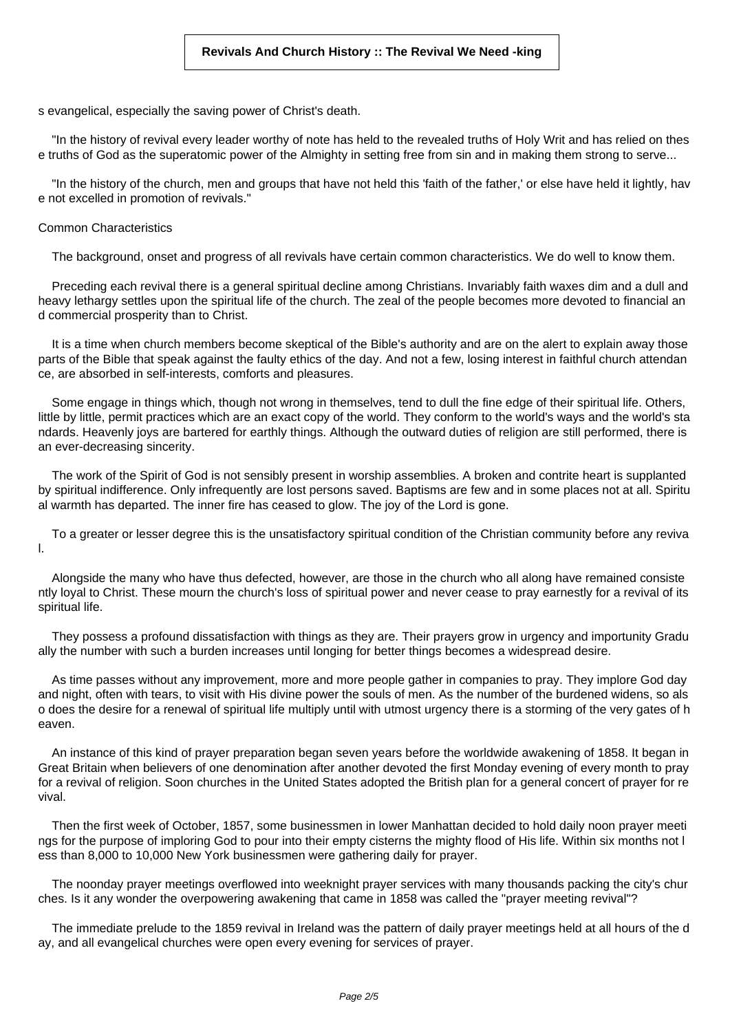s evangelical, especially the saving power of Christ's death.

"In the history of revival every leader worthy of note has held to the revealed truths of Holy Writ and has relied on these truths of God as the superatomic power of the Almighty in setting free from sin and in making them strong to serve...

"In the history of the church, men and groups that have not held this 'faith of the father,' or else have held it lightly, have not excelled in promotion of revivals."

## Common Characteristics

The background, onset and progress of all revivals have certain common characteristics. We do well to know them.

Preceding each revival there is a general spiritual decline among Christians. Invariably faith waxes dim and a dull and heavy lethargy settles upon the spiritual life of the church. The zeal of the people becomes more devoted to financial and commercial prosperity than to Christ.

It is a time when church members become skeptical of the Bible's authority and are on the alert to explain away those parts of the Bible that speak against the faulty ethics of the day. And not a few, losing interest in faithful church attendance, are absorbed in self-interests, comforts and pleasures.

Some engage in things which, though not wrong in themselves, tend to dull the fine edge of their spiritual life. Others, little by little, permit practices which are an exact copy of the world. They conform to the world's ways and the world's standards. Heavenly joys are bartered for earthly things. Although the outward duties of religion are still performed, there is an ever-decreasing sincerity.

The work of the Spirit of God is not sensibly present in worship assemblies. A broken and contrite heart is supplanted by spiritual indifference. Only infrequently are lost persons saved. Baptisms are few and in some places not at all. Spiritual warmth has departed. The inner fire has ceased to glow. The joy of the Lord is gone.

To a greater or lesser degree this is the unsatisfactory spiritual condition of the Christian community before any revival.

Alongside the many who have thus defected, however, are those in the church who all along have remained consistently loyal to Christ. These mourn the church's loss of spiritual power and never cease to pray earnestly for a revival of its spiritual life.

They possess a profound dissatisfaction with things as they are. Their prayers grow in urgency and importunity Gradually the number with such a burden increases until longing for better things becomes a widespread desire.

As time passes without any improvement, more and more people gather in companies to pray. They implore God day and night, often with tears, to visit with His divine power the souls of men. As the number of the burdened widens, so also does the desire for a renewal of spiritual life multiply until with utmost urgency there is a storming of the very gates of heaven.

An instance of this kind of prayer preparation began seven years before the worldwide awakening of 1858. It began in Great Britain when believers of one denomination after another devoted the first Monday evening of every month to pray for a revival of religion. Soon churches in the United States adopted the British plan for a general concert of prayer for revival.

Then the first week of October, 1857, some businessmen in lower Manhattan decided to hold daily noon prayer meetings for the purpose of imploring God to pour into their empty cisterns the mighty flood of His life. Within six months not less than 8,000 to 10,000 New York businessmen were gathering daily for prayer.

The noonday prayer meetings overflowed into weeknight prayer services with many thousands packing the city's churches. Is it any wonder the overpowering awakening that came in 1858 was called the "prayer meeting revival"?

The immediate prelude to the 1859 revival in Ireland was the pattern of daily prayer meetings held at all hours of the day, and all evangelical churches were open every evening for services of prayer.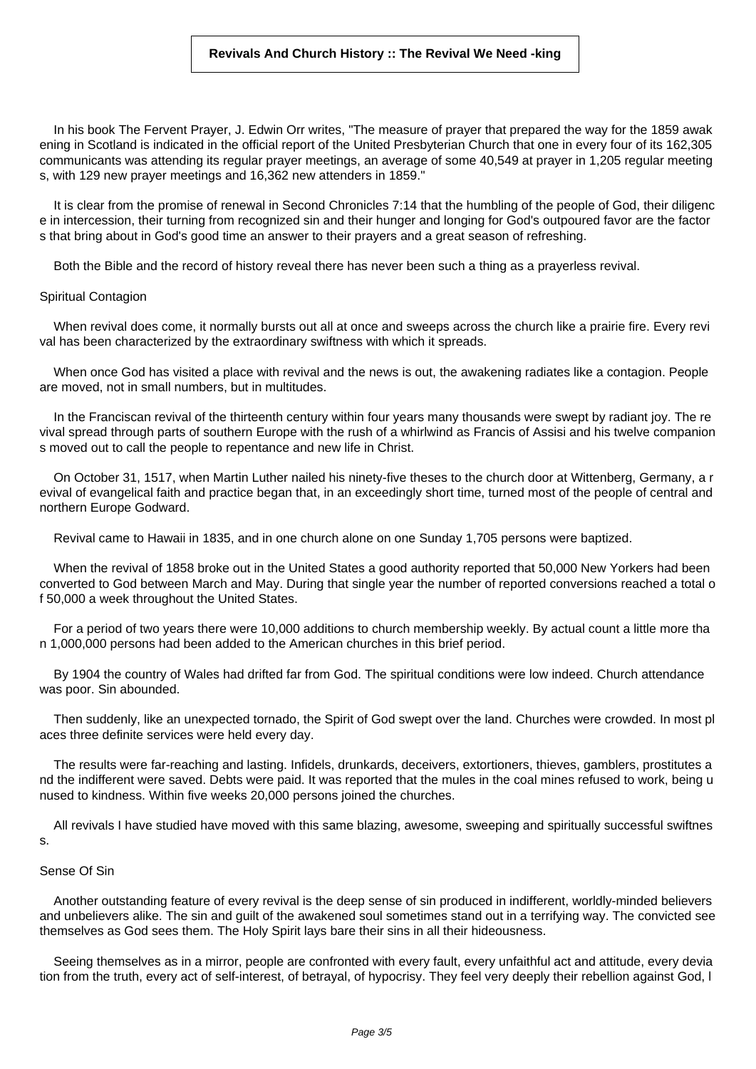In his book The Fervent Prayer, J. Edwin Orr writes, "The measure of prayer that prepared the way for the 1859 awakening in Scotland is indicated in the official report of the United Presbyterian Church that one in every four of its 162,305 communicants was attending its regular prayer meetings, an average of some 40,549 at prayer in 1,205 regular meetings, with 129 new prayer meetings and 16,362 new attenders in 1859."

It is clear from the promise of renewal in Second Chronicles 7:14 that the humbling of the people of God, their diligence in intercession, their turning from recognized sin and their hunger and longing for God's outpoured favor are the factors that bring about in God's good time an answer to their prayers and a great season of refreshing.

Both the Bible and the record of history reveal there has never been such a thing as a prayerless revival.

## Spiritual Contagion

When revival does come, it normally bursts out all at once and sweeps across the church like a prairie fire. Every revival has been characterized by the extraordinary swiftness with which it spreads.

When once God has visited a place with revival and the news is out, the awakening radiates like a contagion. People are moved, not in small numbers, but in multitudes.

In the Franciscan revival of the thirteenth century within four years many thousands were swept by radiant joy. The revival spread through parts of southern Europe with the rush of a whirlwind as Francis of Assisi and his twelve companions moved out to call the people to repentance and new life in Christ.

On October 31, 1517, when Martin Luther nailed his ninety-five theses to the church door at Wittenberg, Germany, a revival of evangelical faith and practice began that, in an exceedingly short time, turned most of the people of central and northern Europe Godward.

Revival came to Hawaii in 1835, and in one church alone on one Sunday 1,705 persons were baptized.

When the revival of 1858 broke out in the United States a good authority reported that 50,000 New Yorkers had been converted to God between March and May. During that single year the number of reported conversions reached a total of 50,000 a week throughout the United States.

For a period of two years there were 10,000 additions to church membership weekly. By actual count a little more than 1,000,000 persons had been added to the American churches in this brief period.

By 1904 the country of Wales had drifted far from God. The spiritual conditions were low indeed. Church attendance was poor. Sin abounded.

Then suddenly, like an unexpected tornado, the Spirit of God swept over the land. Churches were crowded. In most places three definite services were held every day.

The results were far-reaching and lasting. Infidels, drunkards, deceivers, extortioners, thieves, gamblers, prostitutes and the indifferent were saved. Debts were paid. It was reported that the mules in the coal mines refused to work, being unused to kindness. Within five weeks 20,000 persons joined the churches.

All revivals I have studied have moved with this same blazing, awesome, sweeping and spiritually successful swiftness.

## Sense Of Sin

Another outstanding feature of every revival is the deep sense of sin produced in indifferent, worldly-minded believers and unbelievers alike. The sin and guilt of the awakened soul sometimes stand out in a terrifying way. The convicted see themselves as God sees them. The Holy Spirit lays bare their sins in all their hideousness.

Seeing themselves as in a mirror, people are confronted with every fault, every unfaithful act and attitude, every deviation from the truth, every act of self-interest, of betrayal, of hypocrisy. They feel very deeply their rebellion against God, l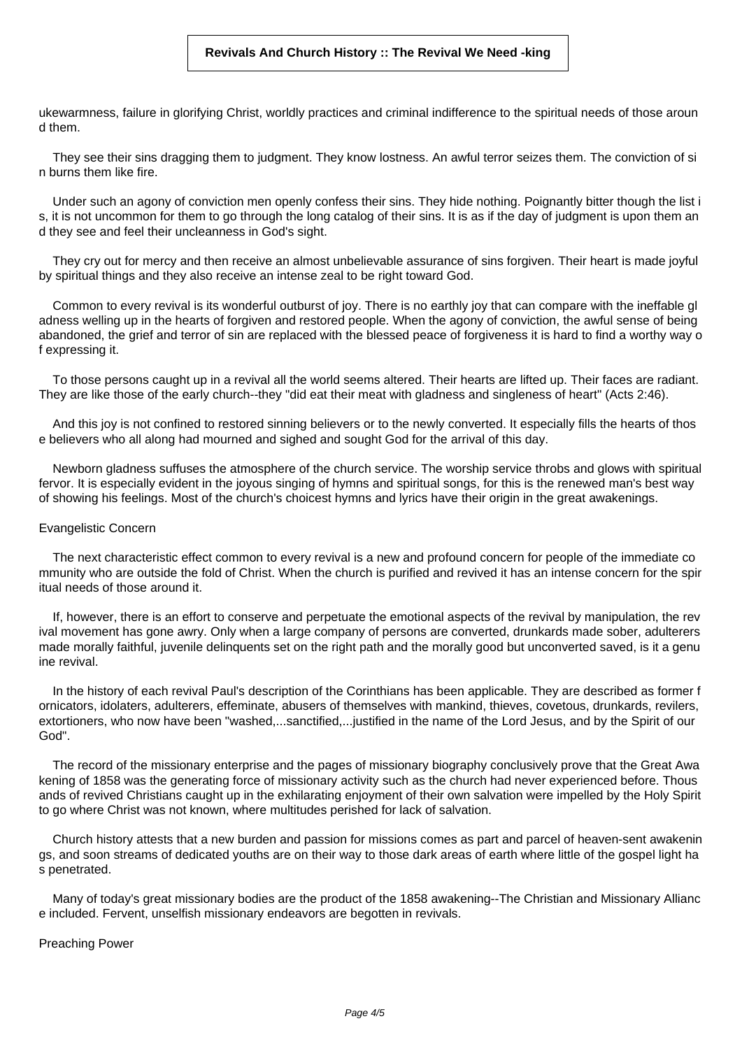ukewarmness, failure in glorifying Christ, worldly practices and criminal indifference to the spiritual needs of those around them.

They see their sins dragging them to judgment. They know lostness. An awful terror seizes them. The conviction of sin burns them like fire.

Under such an agony of conviction men openly confess their sins. They hide nothing. Poignantly bitter though the list is, it is not uncommon for them to go through the long catalog of their sins. It is as if the day of judgment is upon them and they see and feel their uncleanness in God's sight.

They cry out for mercy and then receive an almost unbelievable assurance of sins forgiven. Their heart is made joyful by spiritual things and they also receive an intense zeal to be right toward God.

Common to every revival is its wonderful outburst of joy. There is no earthly joy that can compare with the ineffable gladness welling up in the hearts of forgiven and restored people. When the agony of conviction, the awful sense of being abandoned, the grief and terror of sin are replaced with the blessed peace of forgiveness it is hard to find a worthy way of expressing it.

To those persons caught up in a revival all the world seems altered. Their hearts are lifted up. Their faces are radiant. They are like those of the early church--they "did eat their meat with gladness and singleness of heart" (Acts 2:46).

And this joy is not confined to restored sinning believers or to the newly converted. It especially fills the hearts of those believers who all along had mourned and sighed and sought God for the arrival of this day.

Newborn gladness suffuses the atmosphere of the church service. The worship service throbs and glows with spiritual fervor. It is especially evident in the joyous singing of hymns and spiritual songs, for this is the renewed man's best way of showing his feelings. Most of the church's choicest hymns and lyrics have their origin in the great awakenings.

Evangelistic Concern

The next characteristic effect common to every revival is a new and profound concern for people of the immediate community who are outside the fold of Christ. When the church is purified and revived it has an intense concern for the spiritual needs of those around it.

If, however, there is an effort to conserve and perpetuate the emotional aspects of the revival by manipulation, the revival movement has gone awry. Only when a large company of persons are converted, drunkards made sober, adulterers made morally faithful, juvenile delinquents set on the right path and the morally good but unconverted saved, is it a genuine revival.

In the history of each revival Paul's description of the Corinthians has been applicable. They are described as former fornicators, idolaters, adulterers, effeminate, abusers of themselves with mankind, thieves, covetous, drunkards, revilers, extortioners, who now have been "washed,...sanctified,...justified in the name of the Lord Jesus, and by the Spirit of our God".

The record of the missionary enterprise and the pages of missionary biography conclusively prove that the Great Awakening of 1858 was the generating force of missionary activity such as the church had never experienced before. Thousands of revived Christians caught up in the exhilarating enjoyment of their own salvation were impelled by the Holy Spirit to go where Christ was not known, where multitudes perished for lack of salvation.

Church history attests that a new burden and passion for missions comes as part and parcel of heaven-sent awakenings, and soon streams of dedicated youths are on their way to those dark areas of earth where little of the gospel light has penetrated.

Many of today's great missionary bodies are the product of the 1858 awakening--The Christian and Missionary Alliance included. Fervent, unselfish missionary endeavors are begotten in revivals.

Preaching Power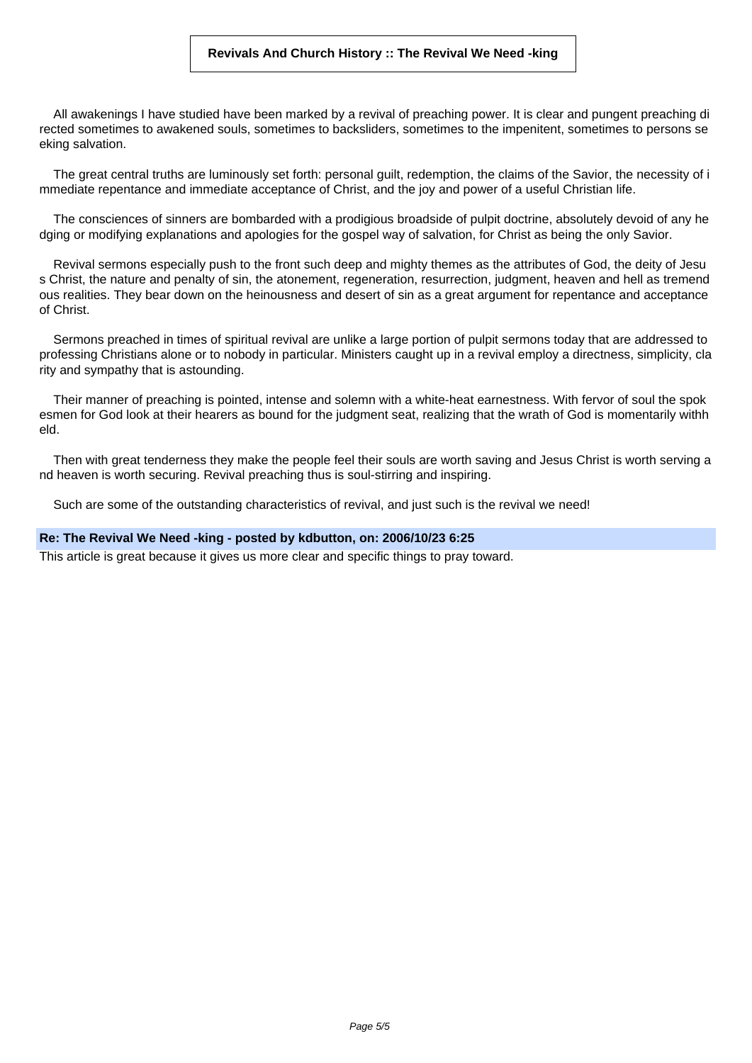All awakenings I have studied have been marked by a revival of preaching power. It is clear and pungent preaching directed sometimes to awakened souls, sometimes to backsliders, sometimes to the impenitent, sometimes to persons seeking salvation.

The great central truths are luminously set forth: personal guilt, redemption, the claims of the Savior, the necessity of immediate repentance and immediate acceptance of Christ, and the joy and power of a useful Christian life.

The consciences of sinners are bombarded with a prodigious broadside of pulpit doctrine, absolutely devoid of any hedging or modifying explanations and apologies for the gospel way of salvation, for Christ as being the only Savior.

Revival sermons especially push to the front such deep and mighty themes as the attributes of God, the deity of Jesus Christ, the nature and penalty of sin, the atonement, regeneration, resurrection, judgment, heaven and hell as tremendous realities. They bear down on the heinousness and desert of sin as a great argument for repentance and acceptance of Christ.

Sermons preached in times of spiritual revival are unlike a large portion of pulpit sermons today that are addressed to professing Christians alone or to nobody in particular. Ministers caught up in a revival employ a directness, simplicity, clarity and sympathy that is astounding.

Their manner of preaching is pointed, intense and solemn with a white-heat earnestness. With fervor of soul the spokesmen for God look at their hearers as bound for the judgment seat, realizing that the wrath of God is momentarily withheld.

Then with great tenderness they make the people feel their souls are worth saving and Jesus Christ is worth serving and heaven is worth securing. Revival preaching thus is soul-stirring and inspiring.

Such are some of the outstanding characteristics of revival, and just such is the revival we need!

**Re: The Revival We Need -king - posted by kdbutton, on: 2006/10/23 6:25**

This article is great because it gives us more clear and specific things to pray toward.